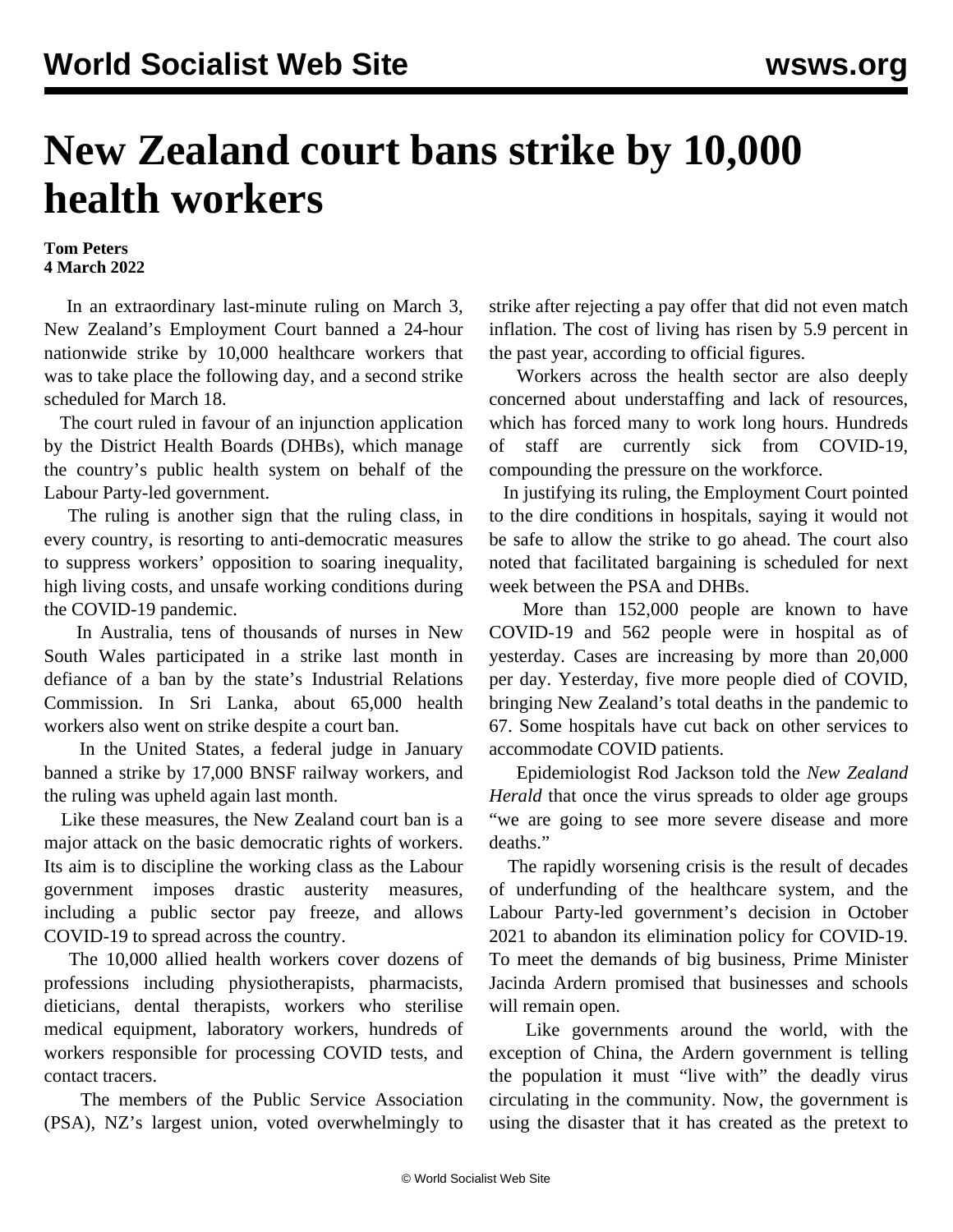# New Zealand court bans strike by 10,000 health workers

**Tom Peters**
**4 March 2022**

In an extraordinary last-minute ruling on March 3, New Zealand's Employment Court banned a 24-hour nationwide strike by 10,000 healthcare workers that was to take place the following day, and a second strike scheduled for March 18.

The court ruled in favour of an injunction application by the District Health Boards (DHBs), which manage the country's public health system on behalf of the Labour Party-led government.

The ruling is another sign that the ruling class, in every country, is resorting to anti-democratic measures to suppress workers' opposition to soaring inequality, high living costs, and unsafe working conditions during the COVID-19 pandemic.

In Australia, tens of thousands of nurses in New South Wales participated in a strike last month in defiance of a ban by the state's Industrial Relations Commission. In Sri Lanka, about 65,000 health workers also went on strike despite a court ban.

In the United States, a federal judge in January banned a strike by 17,000 BNSF railway workers, and the ruling was upheld again last month.

Like these measures, the New Zealand court ban is a major attack on the basic democratic rights of workers. Its aim is to discipline the working class as the Labour government imposes drastic austerity measures, including a public sector pay freeze, and allows COVID-19 to spread across the country.

The 10,000 allied health workers cover dozens of professions including physiotherapists, pharmacists, dieticians, dental therapists, workers who sterilise medical equipment, laboratory workers, hundreds of workers responsible for processing COVID tests, and contact tracers.

The members of the Public Service Association (PSA), NZ's largest union, voted overwhelmingly to strike after rejecting a pay offer that did not even match inflation. The cost of living has risen by 5.9 percent in the past year, according to official figures.

Workers across the health sector are also deeply concerned about understaffing and lack of resources, which has forced many to work long hours. Hundreds of staff are currently sick from COVID-19, compounding the pressure on the workforce.

In justifying its ruling, the Employment Court pointed to the dire conditions in hospitals, saying it would not be safe to allow the strike to go ahead. The court also noted that facilitated bargaining is scheduled for next week between the PSA and DHBs.

More than 152,000 people are known to have COVID-19 and 562 people were in hospital as of yesterday. Cases are increasing by more than 20,000 per day. Yesterday, five more people died of COVID, bringing New Zealand's total deaths in the pandemic to 67. Some hospitals have cut back on other services to accommodate COVID patients.

Epidemiologist Rod Jackson told the *New Zealand Herald* that once the virus spreads to older age groups "we are going to see more severe disease and more deaths."

The rapidly worsening crisis is the result of decades of underfunding of the healthcare system, and the Labour Party-led government's decision in October 2021 to abandon its elimination policy for COVID-19. To meet the demands of big business, Prime Minister Jacinda Ardern promised that businesses and schools will remain open.

Like governments around the world, with the exception of China, the Ardern government is telling the population it must "live with" the deadly virus circulating in the community. Now, the government is using the disaster that it has created as the pretext to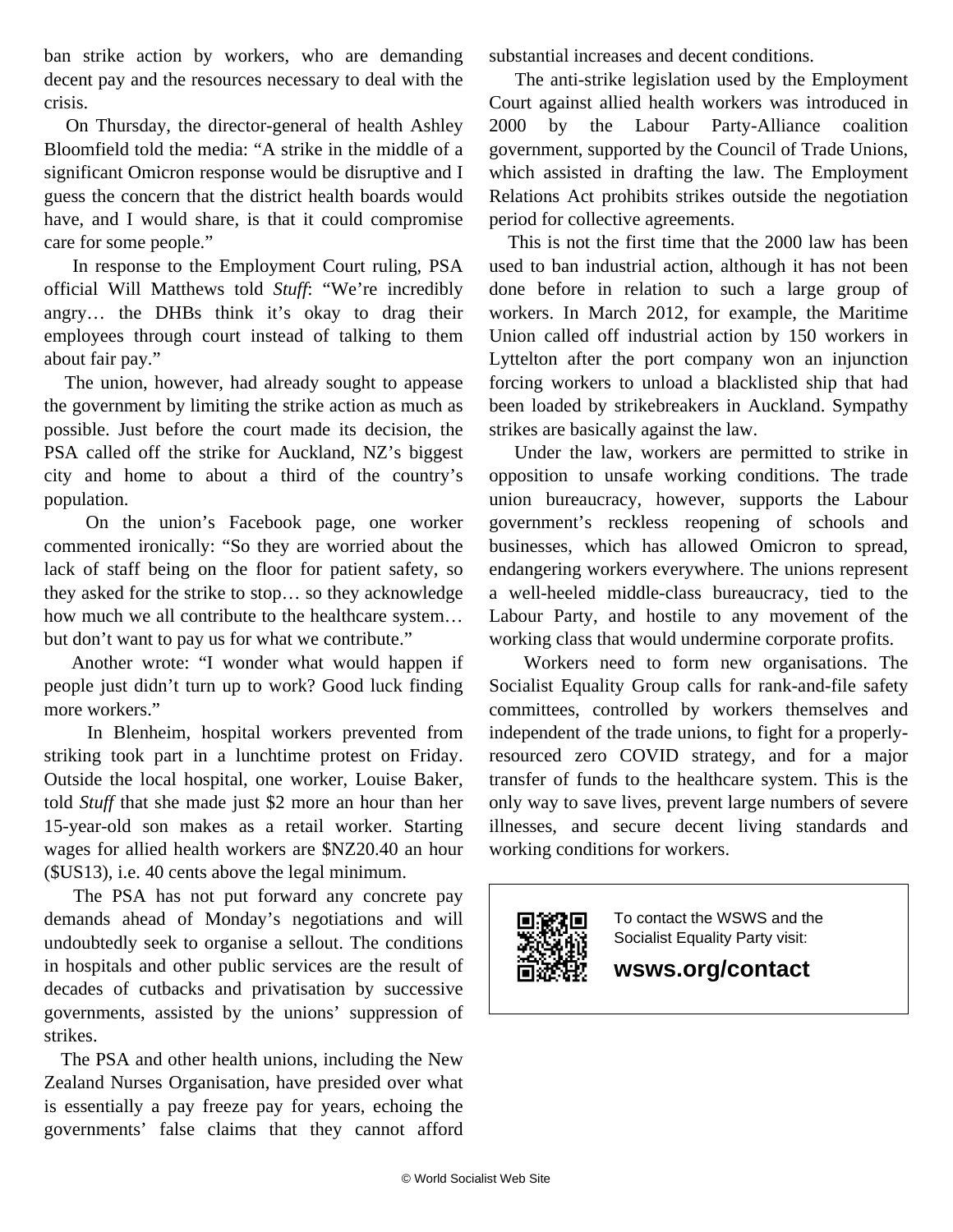ban strike action by workers, who are demanding decent pay and the resources necessary to deal with the crisis.

On Thursday, the director-general of health Ashley Bloomfield told the media: “A strike in the middle of a significant Omicron response would be disruptive and I guess the concern that the district health boards would have, and I would share, is that it could compromise care for some people.”

In response to the Employment Court ruling, PSA official Will Matthews told *Stuff*: “We’re incredibly angry… the DHBs think it’s okay to drag their employees through court instead of talking to them about fair pay.”

The union, however, had already sought to appease the government by limiting the strike action as much as possible. Just before the court made its decision, the PSA called off the strike for Auckland, NZ’s biggest city and home to about a third of the country’s population.

On the union’s Facebook page, one worker commented ironically: “So they are worried about the lack of staff being on the floor for patient safety, so they asked for the strike to stop… so they acknowledge how much we all contribute to the healthcare system… but don’t want to pay us for what we contribute.”

Another wrote: “I wonder what would happen if people just didn’t turn up to work? Good luck finding more workers.”

In Blenheim, hospital workers prevented from striking took part in a lunchtime protest on Friday. Outside the local hospital, one worker, Louise Baker, told *Stuff* that she made just $2 more an hour than her 15-year-old son makes as a retail worker. Starting wages for allied health workers are $NZ20.40 an hour ($US13), i.e. 40 cents above the legal minimum.

The PSA has not put forward any concrete pay demands ahead of Monday’s negotiations and will undoubtedly seek to organise a sellout. The conditions in hospitals and other public services are the result of decades of cutbacks and privatisation by successive governments, assisted by the unions’ suppression of strikes.

The PSA and other health unions, including the New Zealand Nurses Organisation, have presided over what is essentially a pay freeze pay for years, echoing the governments’ false claims that they cannot afford substantial increases and decent conditions.

The anti-strike legislation used by the Employment Court against allied health workers was introduced in 2000 by the Labour Party-Alliance coalition government, supported by the Council of Trade Unions, which assisted in drafting the law. The Employment Relations Act prohibits strikes outside the negotiation period for collective agreements.

This is not the first time that the 2000 law has been used to ban industrial action, although it has not been done before in relation to such a large group of workers. In March 2012, for example, the Maritime Union called off industrial action by 150 workers in Lyttelton after the port company won an injunction forcing workers to unload a blacklisted ship that had been loaded by strikebreakers in Auckland. Sympathy strikes are basically against the law.

Under the law, workers are permitted to strike in opposition to unsafe working conditions. The trade union bureaucracy, however, supports the Labour government’s reckless reopening of schools and businesses, which has allowed Omicron to spread, endangering workers everywhere. The unions represent a well-heeled middle-class bureaucracy, tied to the Labour Party, and hostile to any movement of the working class that would undermine corporate profits.

Workers need to form new organisations. The Socialist Equality Group calls for rank-and-file safety committees, controlled by workers themselves and independent of the trade unions, to fight for a properly-resourced zero COVID strategy, and for a major transfer of funds to the healthcare system. This is the only way to save lives, prevent large numbers of severe illnesses, and secure decent living standards and working conditions for workers.

To contact the WSWS and the Socialist Equality Party visit:

**wsws.org/contact**